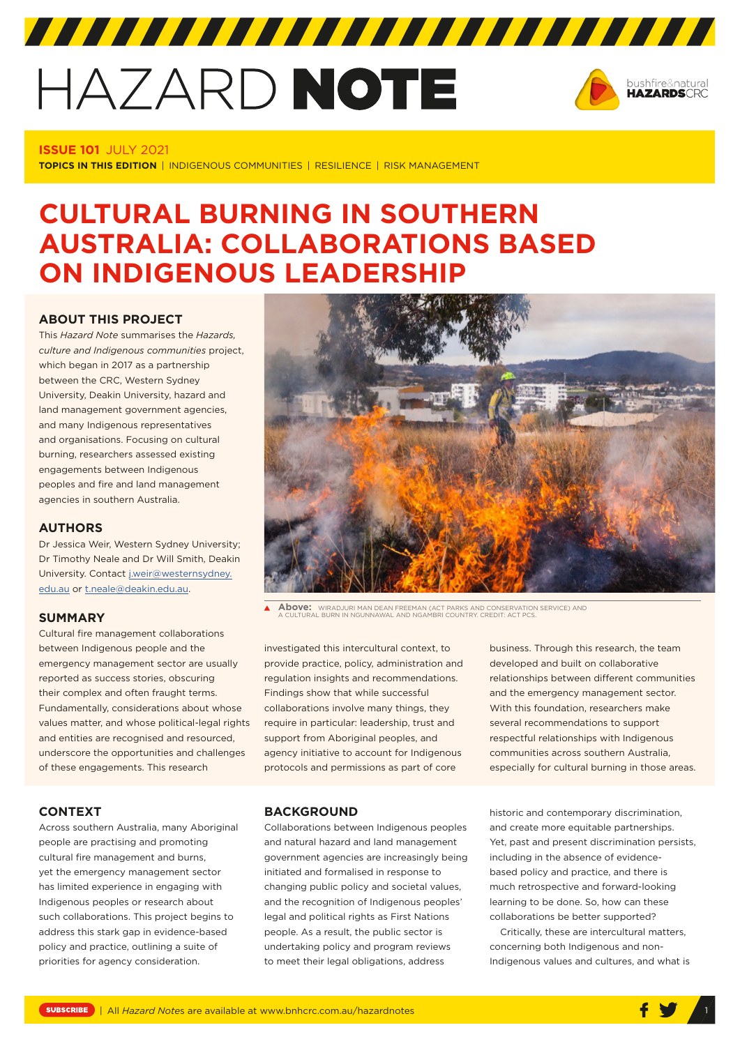# HAZARD NOTE

**ISSUE 101** JULY 2021

**TOPICS IN THIS EDITION** | INDIGENOUS COMMUNITIES | RESILIENCE | RISK MANAGEMENT

# CULTURAL BURNING IN SOUTHERN AUSTRALIA: COLLABORATIONS BASED ON INDIGENOUS LEADERSHIP

## ABOUT THIS PROJECT

This *Hazard Note* summarises the *Hazards, culture and Indigenous communities* project, which began in 2017 as a partnership between the CRC, Western Sydney University, Deakin University, hazard and land management government agencies, and many Indigenous representatives and organisations. Focusing on cultural burning, researchers assessed existing engagements between Indigenous peoples and fire and land management agencies in southern Australia.

## AUTHORS

Dr Jessica Weir, Western Sydney University; Dr Timothy Neale and Dr Will Smith, Deakin University. Contact j.weir@westernsydney.edu.au or t.neale@deakin.edu.au.

**Above:** WIRADJURI MAN DEAN FREEMAN (ACT PARKS AND CONSERVATION SERVICE) AND A CULTURAL BURN IN NGUNNAWAL AND NGAMBRI COUNTRY. CREDIT: ACT PCS.

## SUMMARY

Cultural fire management collaborations between Indigenous people and the emergency management sector are usually reported as success stories, obscuring their complex and often fraught terms. Fundamentally, considerations about whose values matter, and whose political-legal rights and entities are recognised and resourced, underscore the opportunities and challenges of these engagements. This research investigated this intercultural context, to provide practice, policy, administration and regulation insights and recommendations. Findings show that while successful collaborations involve many things, they require in particular: leadership, trust and support from Aboriginal peoples, and agency initiative to account for Indigenous protocols and permissions as part of core business. Through this research, the team developed and built on collaborative relationships between different communities and the emergency management sector. With this foundation, researchers make several recommendations to support respectful relationships with Indigenous communities across southern Australia, especially for cultural burning in those areas.

## CONTEXT

Across southern Australia, many Aboriginal people are practising and promoting cultural fire management and burns, yet the emergency management sector has limited experience in engaging with Indigenous peoples or research about such collaborations. This project begins to address this stark gap in evidence-based policy and practice, outlining a suite of priorities for agency consideration.

## BACKGROUND

Collaborations between Indigenous peoples and natural hazard and land management government agencies are increasingly being initiated and formalised in response to changing public policy and societal values, and the recognition of Indigenous peoples' legal and political rights as First Nations people. As a result, the public sector is undertaking policy and program reviews to meet their legal obligations, address historic and contemporary discrimination, and create more equitable partnerships. Yet, past and present discrimination persists, including in the absence of evidence-based policy and practice, and there is much retrospective and forward-looking learning to be done. So, how can these collaborations be better supported?

Critically, these are intercultural matters, concerning both Indigenous and non-Indigenous values and cultures, and what is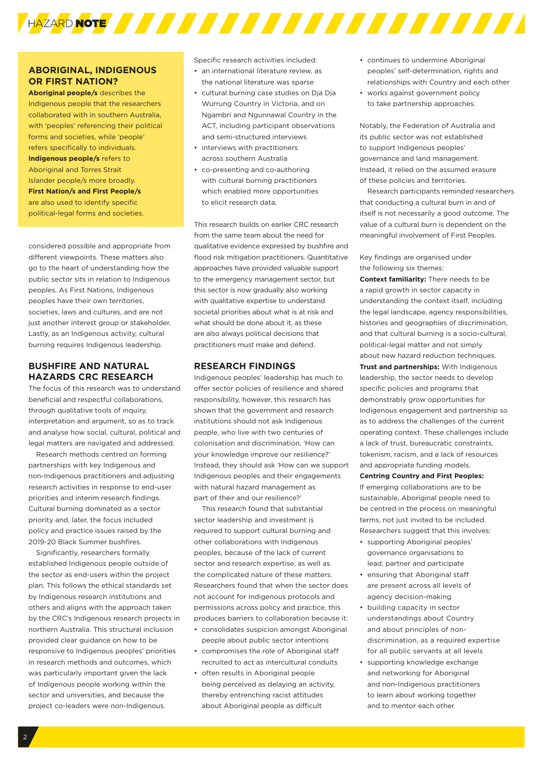## ABORIGINAL, INDIGENOUS OR FIRST NATION?

**Aboriginal people/s** describes the Indigenous people that the researchers collaborated with in southern Australia, with 'peoples' referencing their political forms and societies, while 'people' refers specifically to individuals. **Indigenous people/s** refers to Aboriginal and Torres Strait Islander people/s more broadly. **First Nation/s and First People/s** are also used to identify specific political-legal forms and societies.

considered possible and appropriate from different viewpoints. These matters also go to the heart of understanding how the public sector sits in relation to Indigenous peoples. As First Nations, Indigenous peoples have their own territories, societies, laws and cultures, and are not just another interest group or stakeholder. Lastly, as an Indigenous activity, cultural burning requires Indigenous leadership.

## BUSHFIRE AND NATURAL HAZARDS CRC RESEARCH

The focus of this research was to understand beneficial and respectful collaborations, through qualitative tools of inquiry, interpretation and argument, so as to track and analyse how social, cultural, political and legal matters are navigated and addressed.

Research methods centred on forming partnerships with key Indigenous and non-Indigenous practitioners and adjusting research activities in response to end-user priorities and interim research findings. Cultural burning dominated as a sector priority and, later, the focus included policy and practice issues raised by the 2019-20 Black Summer bushfires.

Significantly, researchers formally established Indigenous people outside of the sector as end-users within the project plan. This follows the ethical standards set by Indigenous research institutions and others and aligns with the approach taken by the CRC's Indigenous research projects in northern Australia. This structural inclusion provided clear guidance on how to be responsive to Indigenous peoples' priorities in research methods and outcomes, which was particularly important given the lack of Indigenous people working within the sector and universities, and because the project co-leaders were non-Indigenous.

Specific research activities included:

- an international literature review, as the national literature was sparse
- cultural burning case studies on Dja Dja Wurrung Country in Victoria, and on Ngambri and Ngunnawal Country in the ACT, including participant observations and semi-structured interviews
- interviews with practitioners across southern Australia
- co-presenting and co-authoring with cultural burning practitioners which enabled more opportunities to elicit research data.

This research builds on earlier CRC research from the same team about the need for qualitative evidence expressed by bushfire and flood risk mitigation practitioners. Quantitative approaches have provided valuable support to the emergency management sector, but this sector is now gradually also working with qualitative expertise to understand societal priorities about what is at risk and what should be done about it, as these are also always political decisions that practitioners must make and defend.

## RESEARCH FINDINGS

Indigenous peoples' leadership has much to offer sector policies of resilience and shared responsibility, however, this research has shown that the government and research institutions should not ask Indigenous people, who live with two centuries of colonisation and discrimination, 'How can your knowledge improve our resilience?' Instead, they should ask 'How can we support Indigenous peoples and their engagements with natural hazard management as part of their and our resilience?'

This research found that substantial sector leadership and investment is required to support cultural burning and other collaborations with Indigenous peoples, because of the lack of current sector and research expertise, as well as the complicated nature of these matters. Researchers found that when the sector does not account for Indigenous protocols and permissions across policy and practice, this produces barriers to collaboration because it:

- consolidates suspicion amongst Aboriginal people about public sector intentions
- compromises the role of Aboriginal staff recruited to act as intercultural conduits
- often results in Aboriginal people being perceived as delaying an activity, thereby entrenching racist attitudes about Aboriginal people as difficult
- continues to undermine Aboriginal peoples' self-determination, rights and relationships with Country and each other
- works against government policy to take partnership approaches.

Notably, the Federation of Australia and its public sector was not established to support Indigenous peoples' governance and land management. Instead, it relied on the assumed erasure of these policies and territories.

Research participants reminded researchers that conducting a cultural burn in and of itself is not necessarily a good outcome. The value of a cultural burn is dependent on the meaningful involvement of First Peoples.

Key findings are organised under the following six themes:

**Context familiarity:** There needs to be a rapid growth in sector capacity in understanding the context itself, including the legal landscape, agency responsibilities, histories and geographies of discrimination, and that cultural burning is a socio-cultural, political-legal matter and not simply about new hazard reduction techniques.

**Trust and partnerships:** With Indigenous leadership, the sector needs to develop specific policies and programs that demonstrably grow opportunities for Indigenous engagement and partnership so as to address the challenges of the current operating context. These challenges include a lack of trust, bureaucratic constraints, tokenism, racism, and a lack of resources and appropriate funding models.

**Centring Country and First Peoples:** If emerging collaborations are to be sustainable, Aboriginal people need to be centred in the process on meaningful terms, not just invited to be included. Researchers suggest that this involves:

- supporting Aboriginal peoples' governance organisations to lead, partner and participate
- ensuring that Aboriginal staff are present across all levels of agency decision-making
- building capacity in sector understandings about Country and about principles of non-discrimination, as a required expertise for all public servants at all levels
- supporting knowledge exchange and networking for Aboriginal and non-Indigenous practitioners to learn about working together and to mentor each other.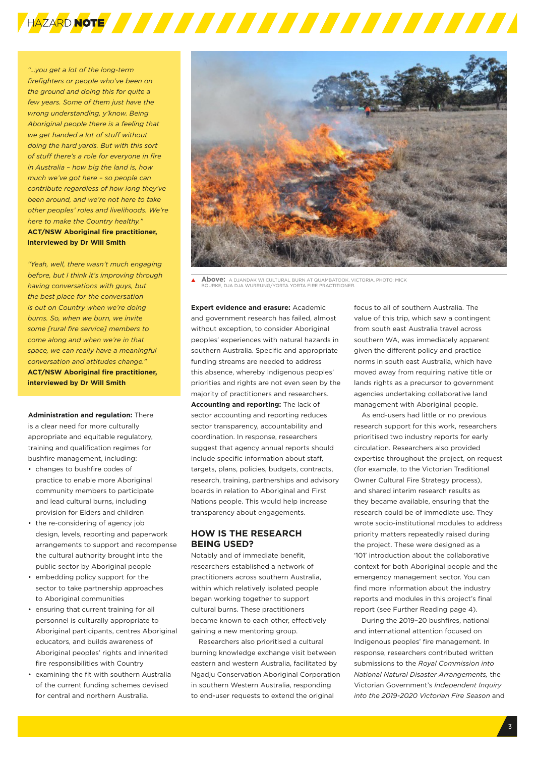*"...you get a lot of the long-term firefighters or people who've been on the ground and doing this for quite a few years. Some of them just have the wrong understanding, y'know. Being Aboriginal people there is a feeling that we get handed a lot of stuff without doing the hard yards. But with this sort of stuff there's a role for everyone in fire in Australia – how big the land is, how much we've got here – so people can contribute regardless of how long they've been around, and we're not here to take other peoples' roles and livelihoods. We're here to make the Country healthy."*
**ACT/NSW Aboriginal fire practitioner, interviewed by Dr Will Smith**

*"Yeah, well, there wasn't much engaging before, but I think it's improving through having conversations with guys, but the best place for the conversation is out on Country when we're doing burns. So, when we burn, we invite some [rural fire service] members to come along and when we're in that space, we can really have a meaningful conversation and attitudes change."*
**ACT/NSW Aboriginal fire practitioner, interviewed by Dr Will Smith**

**Administration and regulation:** There is a clear need for more culturally appropriate and equitable regulatory, training and qualification regimes for bushfire management, including:

- changes to bushfire codes of practice to enable more Aboriginal community members to participate and lead cultural burns, including provision for Elders and children
- the re-considering of agency job design, levels, reporting and paperwork arrangements to support and recompense the cultural authority brought into the public sector by Aboriginal people
- embedding policy support for the sector to take partnership approaches to Aboriginal communities
- ensuring that current training for all personnel is culturally appropriate to Aboriginal participants, centres Aboriginal educators, and builds awareness of Aboriginal peoples' rights and inherited fire responsibilities with Country
- examining the fit with southern Australia of the current funding schemes devised for central and northern Australia.

**Above:** A DJANDAK WI CULTURAL BURN AT QUAMBATOOK, VICTORIA. PHOTO: MICK BOURKE, DJA DJA WURRUNG/YORTA YORTA FIRE PRACTITIONER.

**Expert evidence and erasure:** Academic and government research has failed, almost without exception, to consider Aboriginal peoples' experiences with natural hazards in southern Australia. Specific and appropriate funding streams are needed to address this absence, whereby Indigenous peoples' priorities and rights are not even seen by the majority of practitioners and researchers.

**Accounting and reporting:** The lack of sector accounting and reporting reduces sector transparency, accountability and coordination. In response, researchers suggest that agency annual reports should include specific information about staff, targets, plans, policies, budgets, contracts, research, training, partnerships and advisory boards in relation to Aboriginal and First Nations people. This would help increase transparency about engagements.

## HOW IS THE RESEARCH BEING USED?

Notably and of immediate benefit, researchers established a network of practitioners across southern Australia, within which relatively isolated people began working together to support cultural burns. These practitioners became known to each other, effectively gaining a new mentoring group.

Researchers also prioritised a cultural burning knowledge exchange visit between eastern and western Australia, facilitated by Ngadju Conservation Aboriginal Corporation in southern Western Australia, responding to end-user requests to extend the original focus to all of southern Australia. The value of this trip, which saw a contingent from south east Australia travel across southern WA, was immediately apparent given the different policy and practice norms in south east Australia, which have moved away from requiring native title or lands rights as a precursor to government agencies undertaking collaborative land management with Aboriginal people.

As end-users had little or no previous research support for this work, researchers prioritised two industry reports for early circulation. Researchers also provided expertise throughout the project, on request (for example, to the Victorian Traditional Owner Cultural Fire Strategy process), and shared interim research results as they became available, ensuring that the research could be of immediate use. They wrote socio-institutional modules to address priority matters repeatedly raised during the project. These were designed as a '101' introduction about the collaborative context for both Aboriginal people and the emergency management sector. You can find more information about the industry reports and modules in this project's final report (see Further Reading page 4).

During the 2019–20 bushfires, national and international attention focused on Indigenous peoples' fire management. In response, researchers contributed written submissions to the *Royal Commission into National Natural Disaster Arrangements,* the Victorian Government's *Independent Inquiry into the 2019-2020 Victorian Fire Season* and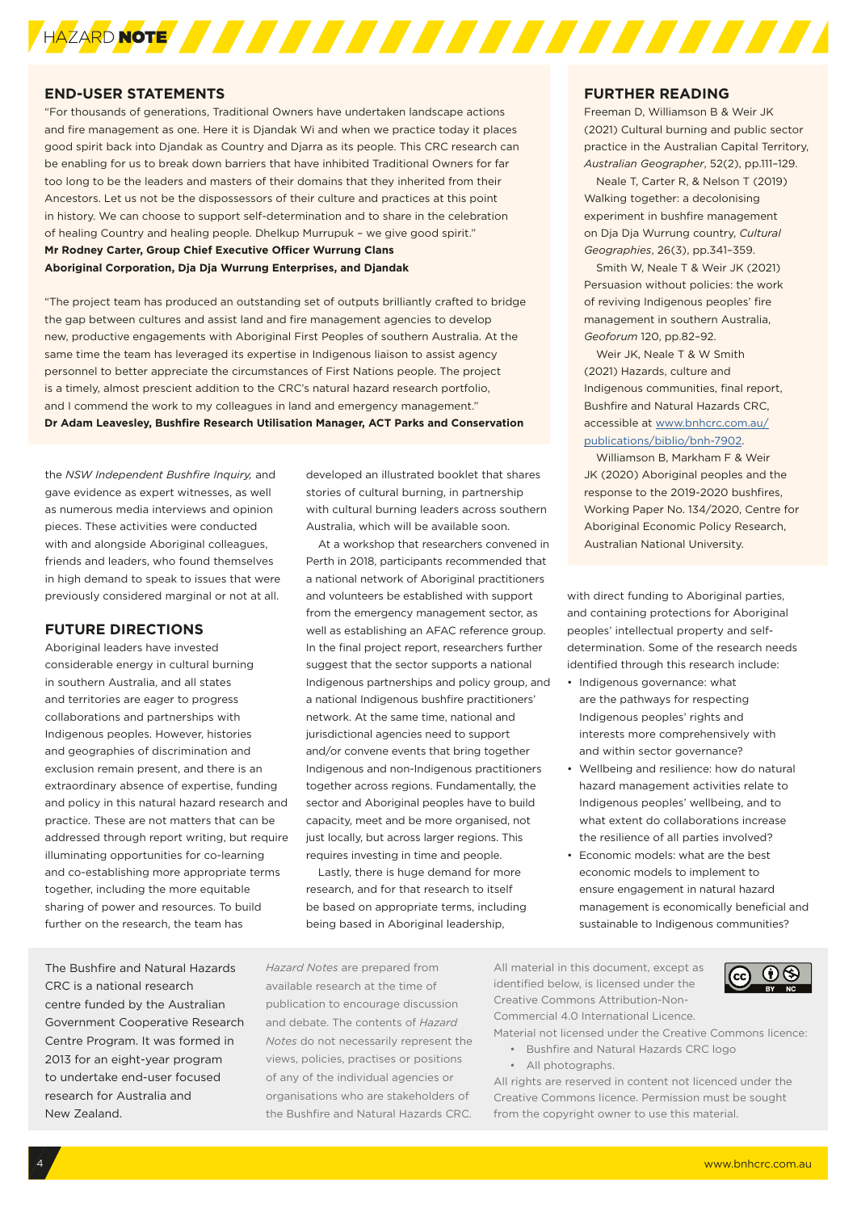## END-USER STATEMENTS

"For thousands of generations, Traditional Owners have undertaken landscape actions and fire management as one. Here it is Djandak Wi and when we practice today it places good spirit back into Djandak as Country and Djarra as its people. This CRC research can be enabling for us to break down barriers that have inhibited Traditional Owners for far too long to be the leaders and masters of their domains that they inherited from their Ancestors. Let us not be the dispossessors of their culture and practices at this point in history. We can choose to support self-determination and to share in the celebration of healing Country and healing people. Dhelkup Murrupuk – we give good spirit."

**Mr Rodney Carter, Group Chief Executive Officer Wurrung Clans Aboriginal Corporation, Dja Dja Wurrung Enterprises, and Djandak**

"The project team has produced an outstanding set of outputs brilliantly crafted to bridge the gap between cultures and assist land and fire management agencies to develop new, productive engagements with Aboriginal First Peoples of southern Australia. At the same time the team has leveraged its expertise in Indigenous liaison to assist agency personnel to better appreciate the circumstances of First Nations people. The project is a timely, almost prescient addition to the CRC's natural hazard research portfolio, and I commend the work to my colleagues in land and emergency management."

**Dr Adam Leavesley, Bushfire Research Utilisation Manager, ACT Parks and Conservation**

the *NSW Independent Bushfire Inquiry,* and gave evidence as expert witnesses, as well as numerous media interviews and opinion pieces. These activities were conducted with and alongside Aboriginal colleagues, friends and leaders, who found themselves in high demand to speak to issues that were previously considered marginal or not at all.

## FUTURE DIRECTIONS

Aboriginal leaders have invested considerable energy in cultural burning in southern Australia, and all states and territories are eager to progress collaborations and partnerships with Indigenous peoples. However, histories and geographies of discrimination and exclusion remain present, and there is an extraordinary absence of expertise, funding and policy in this natural hazard research and practice. These are not matters that can be addressed through report writing, but require illuminating opportunities for co-learning and co-establishing more appropriate terms together, including the more equitable sharing of power and resources. To build further on the research, the team has developed an illustrated booklet that shares stories of cultural burning, in partnership with cultural burning leaders across southern Australia, which will be available soon.

At a workshop that researchers convened in Perth in 2018, participants recommended that a national network of Aboriginal practitioners and volunteers be established with support from the emergency management sector, as well as establishing an AFAC reference group. In the final project report, researchers further suggest that the sector supports a national Indigenous partnerships and policy group, and a national Indigenous bushfire practitioners' network. At the same time, national and jurisdictional agencies need to support and/or convene events that bring together Indigenous and non-Indigenous practitioners together across regions. Fundamentally, the sector and Aboriginal peoples have to build capacity, meet and be more organised, not just locally, but across larger regions. This requires investing in time and people.

Lastly, there is huge demand for more research, and for that research to itself be based on appropriate terms, including being based in Aboriginal leadership, with direct funding to Aboriginal parties, and containing protections for Aboriginal peoples' intellectual property and self-determination. Some of the research needs identified through this research include:

- Indigenous governance: what are the pathways for respecting Indigenous peoples' rights and interests more comprehensively with and within sector governance?
- Wellbeing and resilience: how do natural hazard management activities relate to Indigenous peoples' wellbeing, and to what extent do collaborations increase the resilience of all parties involved?
- Economic models: what are the best economic models to implement to ensure engagement in natural hazard management is economically beneficial and sustainable to Indigenous communities?

## FURTHER READING

Freeman D, Williamson B & Weir JK (2021) Cultural burning and public sector practice in the Australian Capital Territory, *Australian Geographer*, 52(2), pp.111–129.

Neale T, Carter R, & Nelson T (2019) Walking together: a decolonising experiment in bushfire management on Dja Dja Wurrung country, *Cultural Geographies*, 26(3), pp.341–359.

Smith W, Neale T & Weir JK (2021) Persuasion without policies: the work of reviving Indigenous peoples' fire management in southern Australia, *Geoforum* 120, pp.82–92.

Weir JK, Neale T & W Smith (2021) Hazards, culture and Indigenous communities, final report, Bushfire and Natural Hazards CRC, accessible at www.bnhcrc.com.au/publications/biblio/bnh-7902.

Williamson B, Markham F & Weir JK (2020) Aboriginal peoples and the response to the 2019-2020 bushfires, Working Paper No. 134/2020, Centre for Aboriginal Economic Policy Research, Australian National University.

The Bushfire and Natural Hazards CRC is a national research centre funded by the Australian Government Cooperative Research Centre Program. It was formed in 2013 for an eight-year program to undertake end-user focused research for Australia and New Zealand.

*Hazard Notes* are prepared from available research at the time of publication to encourage discussion and debate. The contents of *Hazard Notes* do not necessarily represent the views, policies, practises or positions of any of the individual agencies or organisations who are stakeholders of the Bushfire and Natural Hazards CRC.

All material in this document, except as identified below, is licensed under the Creative Commons Attribution-Non-Commercial 4.0 International Licence.

Material not licensed under the Creative Commons licence:

- Bushfire and Natural Hazards CRC logo
- All photographs.

All rights are reserved in content not licenced under the Creative Commons licence. Permission must be sought from the copyright owner to use this material.